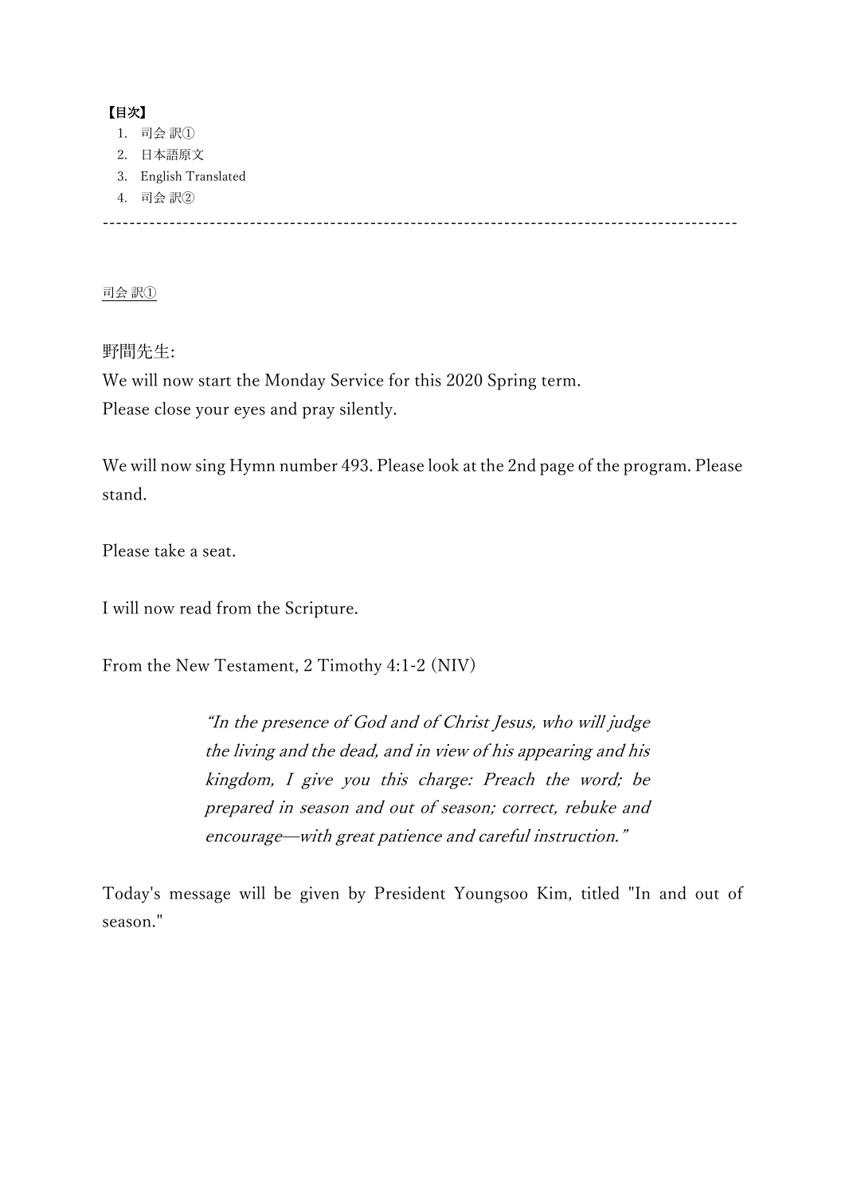**【目次】**

1. 司会 訳①
2. 日本語原文
3. English Translated
4. 司会 訳②

-----------------------------------------------------------------------------------------------

司会 訳①

野間先生:

We will now start the Monday Service for this 2020 Spring term.
Please close your eyes and pray silently.

We will now sing Hymn number 493. Please look at the 2nd page of the program. Please stand.

Please take a seat.

I will now read from the Scripture.

From the New Testament, 2 Timothy 4:1-2 (NIV)

> *"In the presence of God and of Christ Jesus, who will judge the living and the dead, and in view of his appearing and his kingdom, I give you this charge: Preach the word; be prepared in season and out of season; correct, rebuke and encourage—with great patience and careful instruction."*

Today's message will be given by President Youngsoo Kim, titled "In and out of season."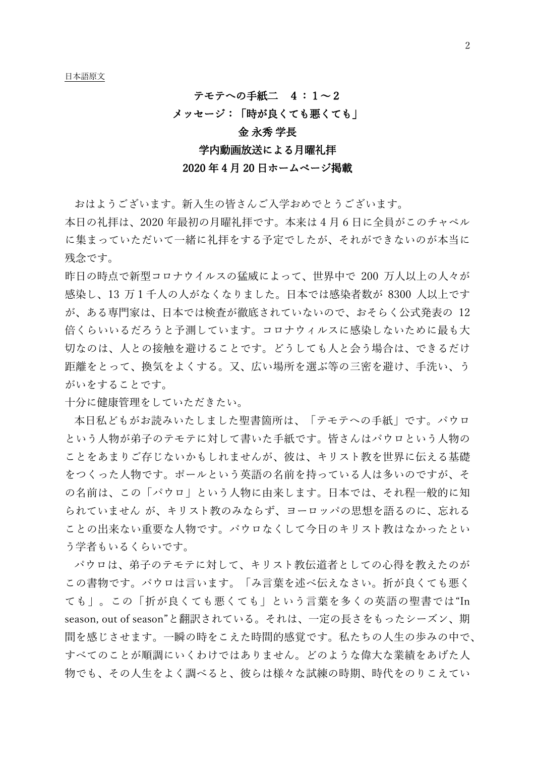日本語原文

**テモテへの手紙二　４：１～２**

**メッセージ：「時が良くても悪くても」**

**金 永秀 学長**

**学内動画放送による月曜礼拝**

**2020 年 4 月 20 日ホームページ掲載**

おはようございます。新入生の皆さんご入学おめでとうございます。

本日の礼拝は、2020 年最初の月曜礼拝です。本来は 4 月 6 日に全員がこのチャペルに集まっていただいて一緒に礼拝をする予定でしたが、それができないのが本当に残念です。

昨日の時点で新型コロナウイルスの猛威によって、世界中で 200 万人以上の人々が感染し、13 万 1 千人の人がなくなりました。日本では感染者数が 8300 人以上ですが、ある専門家は、日本では検査が徹底されていないので、おそらく公式発表の 12 倍くらいいるだろうと予測しています。コロナウィルスに感染しないために最も大切なのは、人との接触を避けることです。どうしても人と会う場合は、できるだけ距離をとって、換気をよくする。又、広い場所を選ぶ等の三密を避け、手洗い、うがいをすることです。

十分に健康管理をしていただきたい。

本日私どもがお読みいたしました聖書箇所は、「テモテへの手紙」です。パウロという人物が弟子のテモテに対して書いた手紙です。皆さんはパウロという人物のことをあまりご存じないかもしれませんが、彼は、キリスト教を世界に伝える基礎をつくった人物です。ポールという英語の名前を持っている人は多いのですが、その名前は、この「パウロ」という人物に由来します。日本では、それ程一般的に知られていません が、キリスト教のみならず、ヨーロッパの思想を語るのに、忘れることの出来ない重要な人物です。パウロなくして今日のキリスト教はなかったという学者もいるくらいです。

パウロは、弟子のテモテに対して、キリスト教伝道者としての心得を教えたのがこの書物です。パウロは言います。「み言葉を述べ伝えなさい。折が良くても悪くても」。この「折が良くても悪くても」という言葉を多くの英語の聖書では"In season, out of season"と翻訳されている。それは、一定の長さをもったシーズン、期間を感じさせます。一瞬の時をこえた時間的感覚です。私たちの人生の歩みの中で、すべてのことが順調にいくわけではありません。どのような偉大な業績をあげた人物でも、その人生をよく調べると、彼らは様々な試練の時期、時代をのりこえてい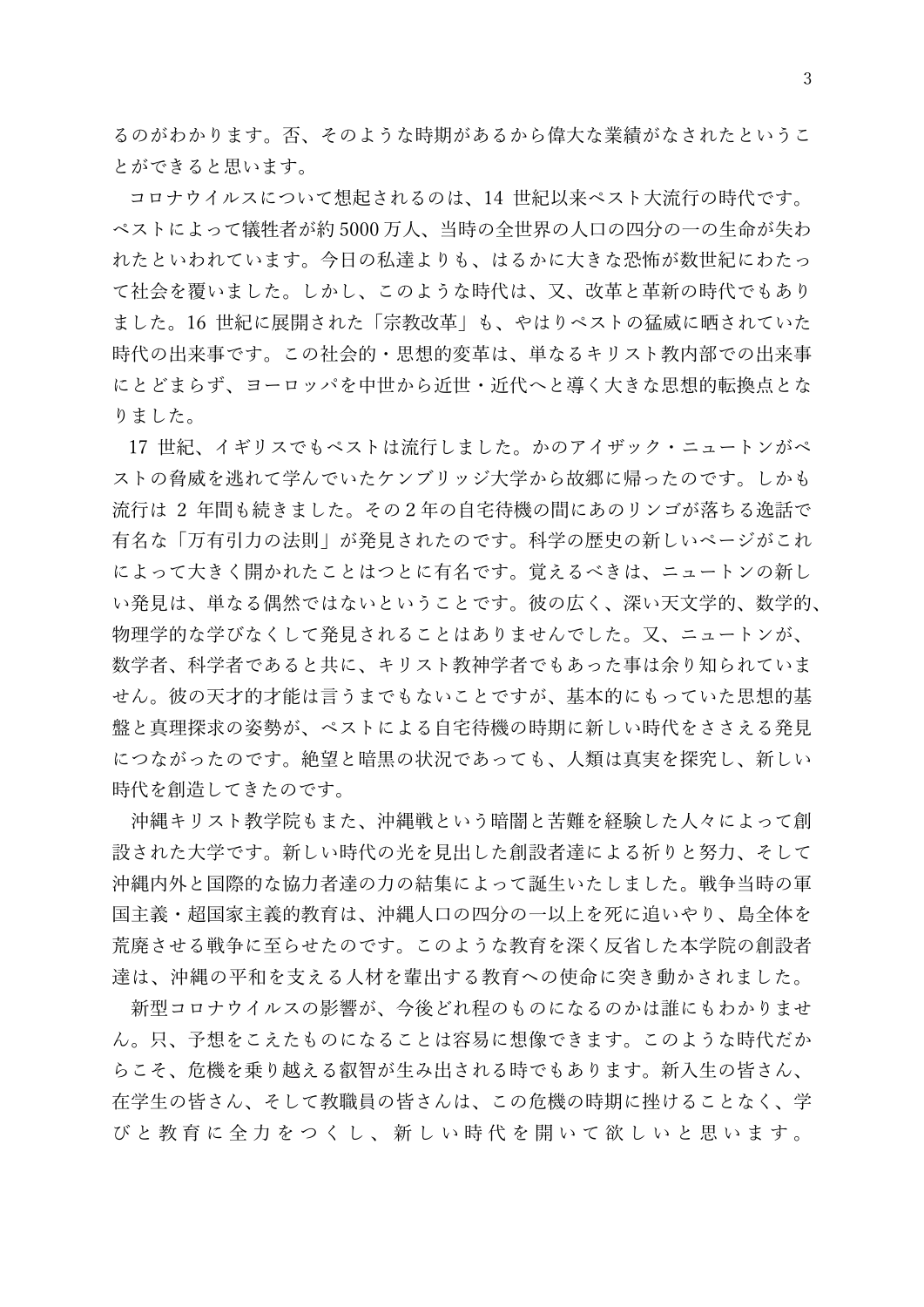るのがわかります。否、そのような時期があるから偉大な業績がなされたということができると思います。

コロナウイルスについて想起されるのは、14 世紀以来ペスト大流行の時代です。ペストによって犠牲者が約 5000 万人、当時の全世界の人口の四分の一の生命が失われたといわれています。今日の私達よりも、はるかに大きな恐怖が数世紀にわたって社会を覆いました。しかし、このような時代は、又、改革と革新の時代でもありました。16 世紀に展開された「宗教改革」も、やはりペストの猛威に晒されていた時代の出来事です。この社会的・思想的変革は、単なるキリスト教内部での出来事にとどまらず、ヨーロッパを中世から近世・近代へと導く大きな思想的転換点となりました。

17 世紀、イギリスでもペストは流行しました。かのアイザック・ニュートンがペストの脅威を逃れて学んでいたケンブリッジ大学から故郷に帰ったのです。しかも流行は 2 年間も続きました。その 2 年の自宅待機の間にあのリンゴが落ちる逸話で有名な「万有引力の法則」が発見されたのです。科学の歴史の新しいページがこれによって大きく開かれたことはつとに有名です。覚えるべきは、ニュートンの新しい発見は、単なる偶然ではないということです。彼の広く、深い天文学的、数学的、物理学的な学びなくして発見されることはありませんでした。又、ニュートンが、数学者、科学者であると共に、キリスト教神学者でもあった事は余り知られていません。彼の天才的才能は言うまでもないことですが、基本的にもっていた思想的基盤と真理探求の姿勢が、ペストによる自宅待機の時期に新しい時代をささえる発見につながったのです。絶望と暗黒の状況であっても、人類は真実を探究し、新しい時代を創造してきたのです。

沖縄キリスト教学院もまた、沖縄戦という暗闇と苦難を経験した人々によって創設された大学です。新しい時代の光を見出した創設者達による祈りと努力、そして沖縄内外と国際的な協力者達の力の結集によって誕生いたしました。戦争当時の軍国主義・超国家主義的教育は、沖縄人口の四分の一以上を死に追いやり、島全体を荒廃させる戦争に至らせたのです。このような教育を深く反省した本学院の創設者達は、沖縄の平和を支える人材を輩出する教育への使命に突き動かされました。

新型コロナウイルスの影響が、今後どれ程のものになるのかは誰にもわかりません。只、予想をこえたものになることは容易に想像できます。このような時代だからこそ、危機を乗り越える叡智が生み出される時でもあります。新入生の皆さん、在学生の皆さん、そして教職員の皆さんは、この危機の時期に挫けることなく、学びと教育に全力をつくし、新しい時代を開いて欲しいと思います。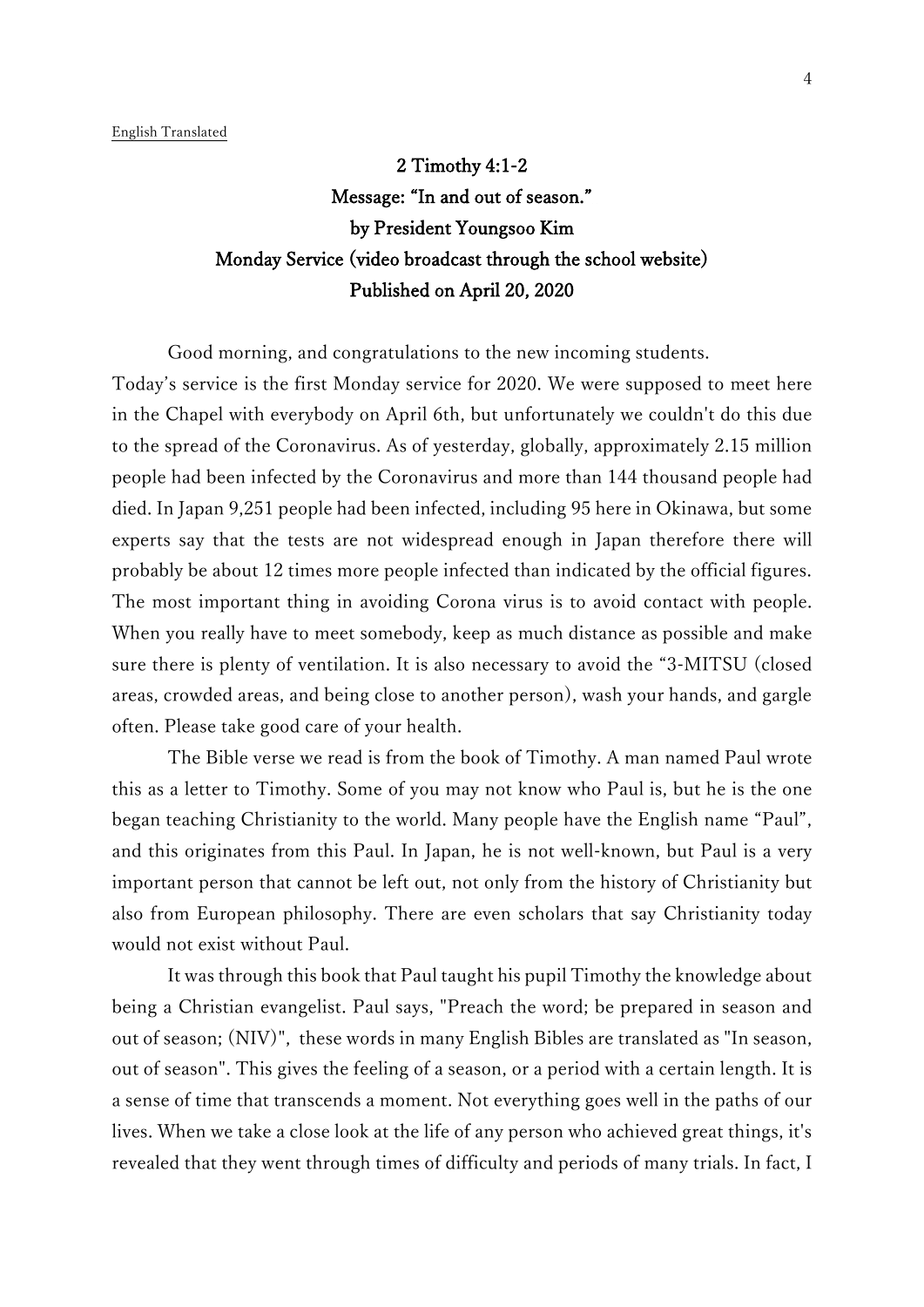English Translated

**2 Timothy 4:1-2**
**Message: "In and out of season."**
**by President Youngsoo Kim**
**Monday Service (video broadcast through the school website)**
**Published on April 20, 2020**

Good morning, and congratulations to the new incoming students. Today's service is the first Monday service for 2020. We were supposed to meet here in the Chapel with everybody on April 6th, but unfortunately we couldn't do this due to the spread of the Coronavirus. As of yesterday, globally, approximately 2.15 million people had been infected by the Coronavirus and more than 144 thousand people had died. In Japan 9,251 people had been infected, including 95 here in Okinawa, but some experts say that the tests are not widespread enough in Japan therefore there will probably be about 12 times more people infected than indicated by the official figures. The most important thing in avoiding Corona virus is to avoid contact with people. When you really have to meet somebody, keep as much distance as possible and make sure there is plenty of ventilation. It is also necessary to avoid the "3-MITSU (closed areas, crowded areas, and being close to another person), wash your hands, and gargle often. Please take good care of your health.

The Bible verse we read is from the book of Timothy. A man named Paul wrote this as a letter to Timothy. Some of you may not know who Paul is, but he is the one began teaching Christianity to the world. Many people have the English name "Paul", and this originates from this Paul. In Japan, he is not well-known, but Paul is a very important person that cannot be left out, not only from the history of Christianity but also from European philosophy. There are even scholars that say Christianity today would not exist without Paul.

It was through this book that Paul taught his pupil Timothy the knowledge about being a Christian evangelist. Paul says, "Preach the word; be prepared in season and out of season; (NIV)", these words in many English Bibles are translated as "In season, out of season". This gives the feeling of a season, or a period with a certain length. It is a sense of time that transcends a moment. Not everything goes well in the paths of our lives. When we take a close look at the life of any person who achieved great things, it's revealed that they went through times of difficulty and periods of many trials. In fact, I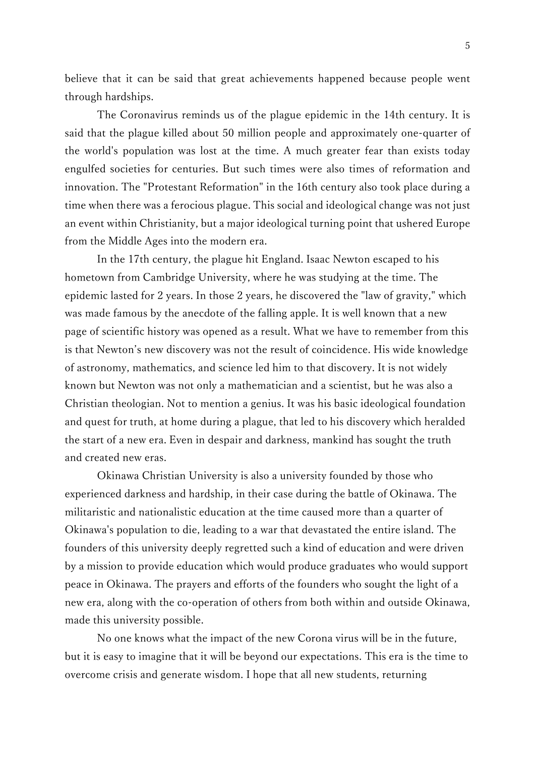believe that it can be said that great achievements happened because people went through hardships.

The Coronavirus reminds us of the plague epidemic in the 14th century. It is said that the plague killed about 50 million people and approximately one-quarter of the world's population was lost at the time. A much greater fear than exists today engulfed societies for centuries. But such times were also times of reformation and innovation. The "Protestant Reformation" in the 16th century also took place during a time when there was a ferocious plague. This social and ideological change was not just an event within Christianity, but a major ideological turning point that ushered Europe from the Middle Ages into the modern era.

In the 17th century, the plague hit England. Isaac Newton escaped to his hometown from Cambridge University, where he was studying at the time. The epidemic lasted for 2 years. In those 2 years, he discovered the "law of gravity," which was made famous by the anecdote of the falling apple. It is well known that a new page of scientific history was opened as a result. What we have to remember from this is that Newton's new discovery was not the result of coincidence. His wide knowledge of astronomy, mathematics, and science led him to that discovery. It is not widely known but Newton was not only a mathematician and a scientist, but he was also a Christian theologian. Not to mention a genius. It was his basic ideological foundation and quest for truth, at home during a plague, that led to his discovery which heralded the start of a new era. Even in despair and darkness, mankind has sought the truth and created new eras.

Okinawa Christian University is also a university founded by those who experienced darkness and hardship, in their case during the battle of Okinawa. The militaristic and nationalistic education at the time caused more than a quarter of Okinawa's population to die, leading to a war that devastated the entire island. The founders of this university deeply regretted such a kind of education and were driven by a mission to provide education which would produce graduates who would support peace in Okinawa. The prayers and efforts of the founders who sought the light of a new era, along with the co-operation of others from both within and outside Okinawa, made this university possible.

No one knows what the impact of the new Corona virus will be in the future, but it is easy to imagine that it will be beyond our expectations. This era is the time to overcome crisis and generate wisdom. I hope that all new students, returning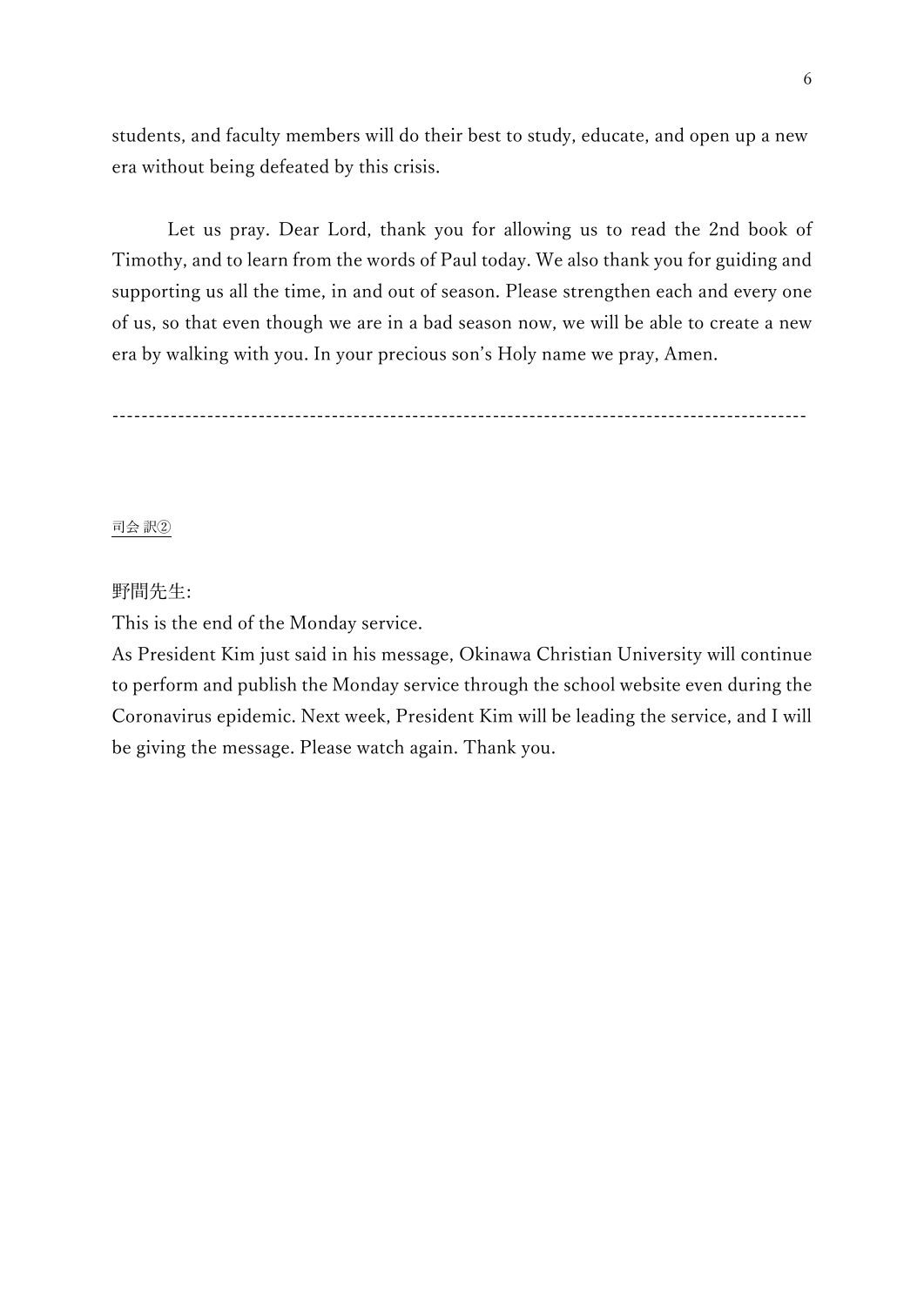students, and faculty members will do their best to study, educate, and open up a new era without being defeated by this crisis.

Let us pray. Dear Lord, thank you for allowing us to read the 2nd book of Timothy, and to learn from the words of Paul today. We also thank you for guiding and supporting us all the time, in and out of season. Please strengthen each and every one of us, so that even though we are in a bad season now, we will be able to create a new era by walking with you. In your precious son's Holy name we pray, Amen.

---

司会 訳②

野間先生:

This is the end of the Monday service.

As President Kim just said in his message, Okinawa Christian University will continue to perform and publish the Monday service through the school website even during the Coronavirus epidemic. Next week, President Kim will be leading the service, and I will be giving the message. Please watch again. Thank you.